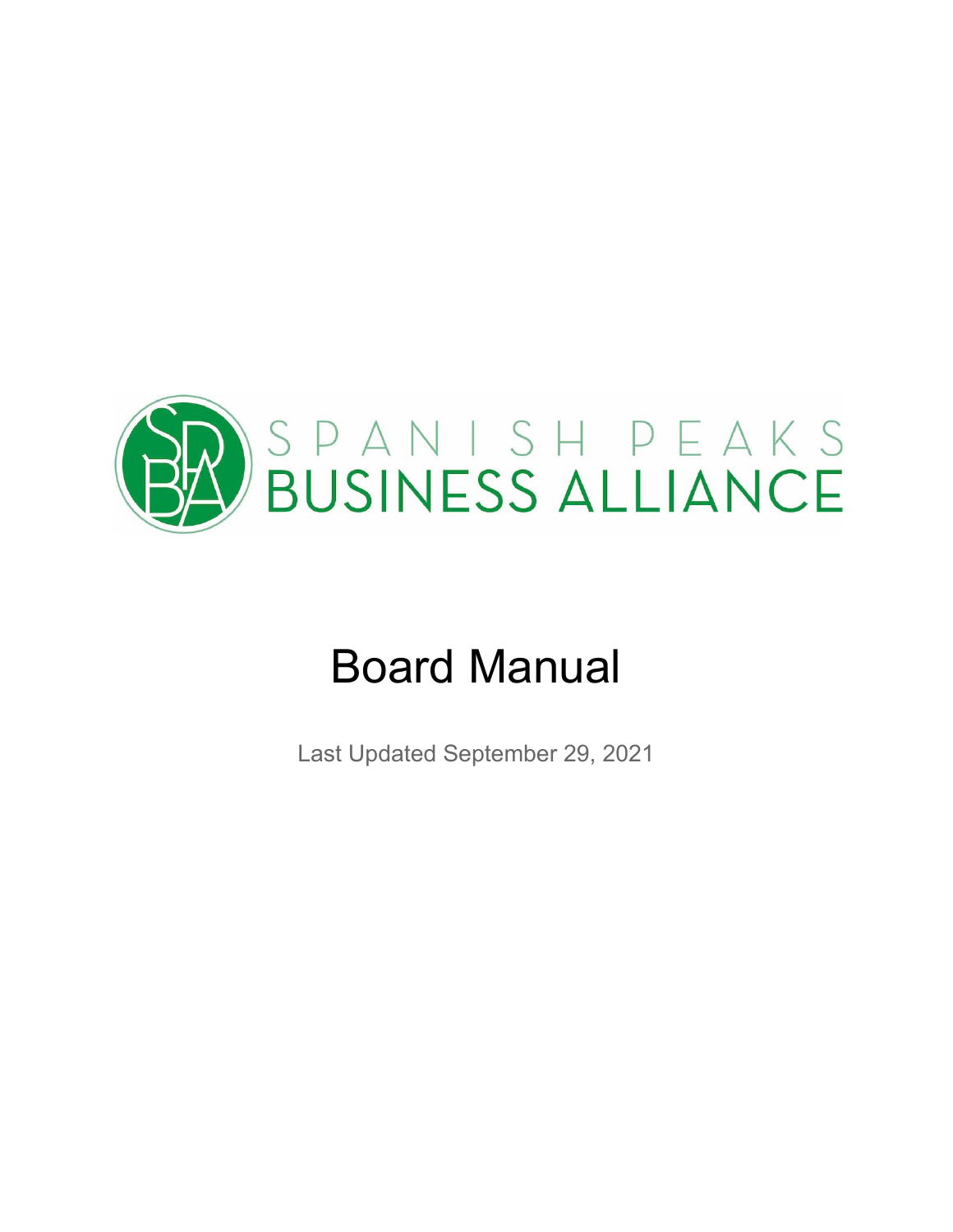SPANISH PEAKS
BUSINESS ALLIANCE

# Board Manual

Last Updated September 29, 2021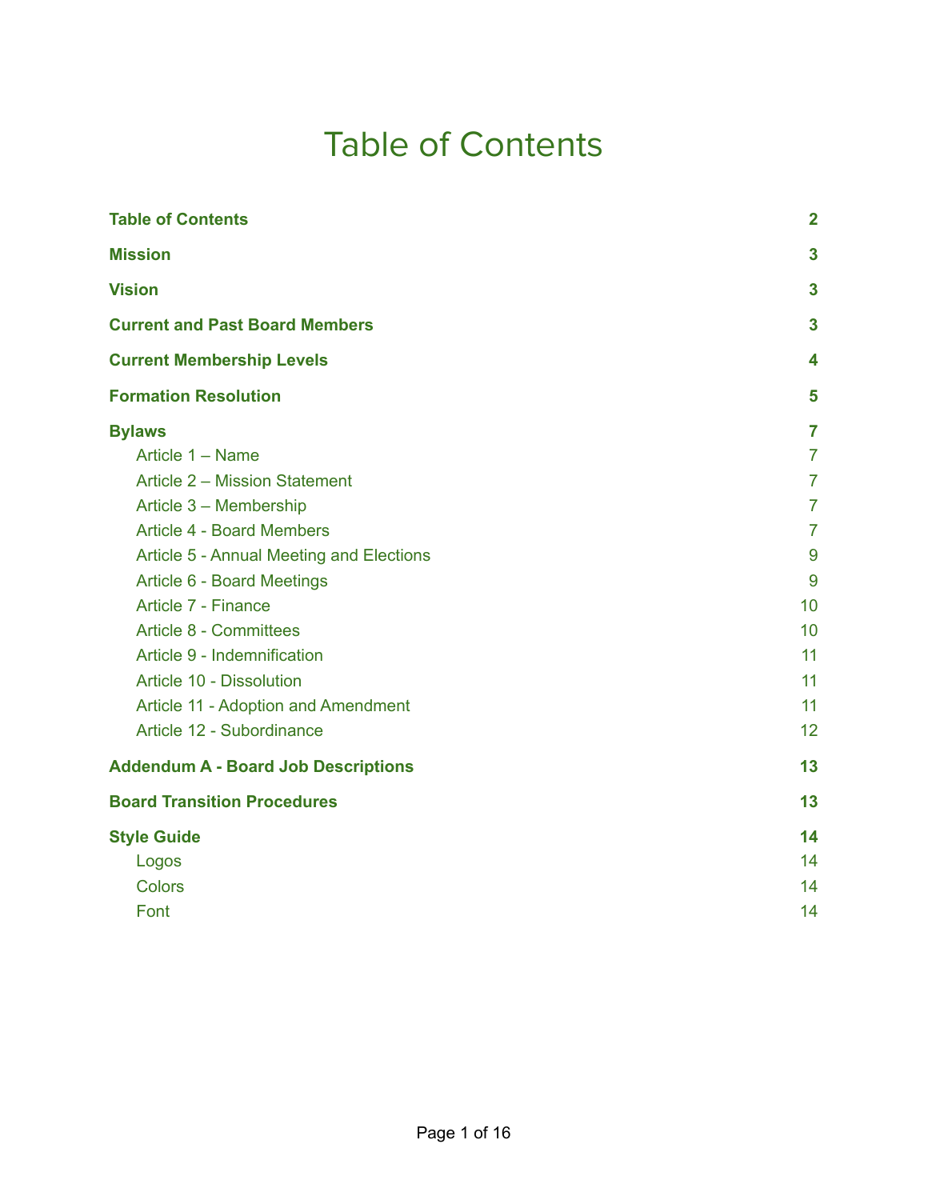# Table of Contents

| | |
|---|---|
| **Table of Contents** | **2** |
| **Mission** | **3** |
| **Vision** | **3** |
| **Current and Past Board Members** | **3** |
| **Current Membership Levels** | **4** |
| **Formation Resolution** | **5** |
| **Bylaws** | **7** |
| Article 1 – Name | 7 |
| Article 2 – Mission Statement | 7 |
| Article 3 – Membership | 7 |
| Article 4 - Board Members | 7 |
| Article 5 - Annual Meeting and Elections | 9 |
| Article 6 - Board Meetings | 9 |
| Article 7 - Finance | 10 |
| Article 8 - Committees | 10 |
| Article 9 - Indemnification | 11 |
| Article 10 - Dissolution | 11 |
| Article 11 - Adoption and Amendment | 11 |
| Article 12 - Subordinance | 12 |
| **Addendum A - Board Job Descriptions** | **13** |
| **Board Transition Procedures** | **13** |
| **Style Guide** | **14** |
| Logos | 14 |
| Colors | 14 |
| Font | 14 |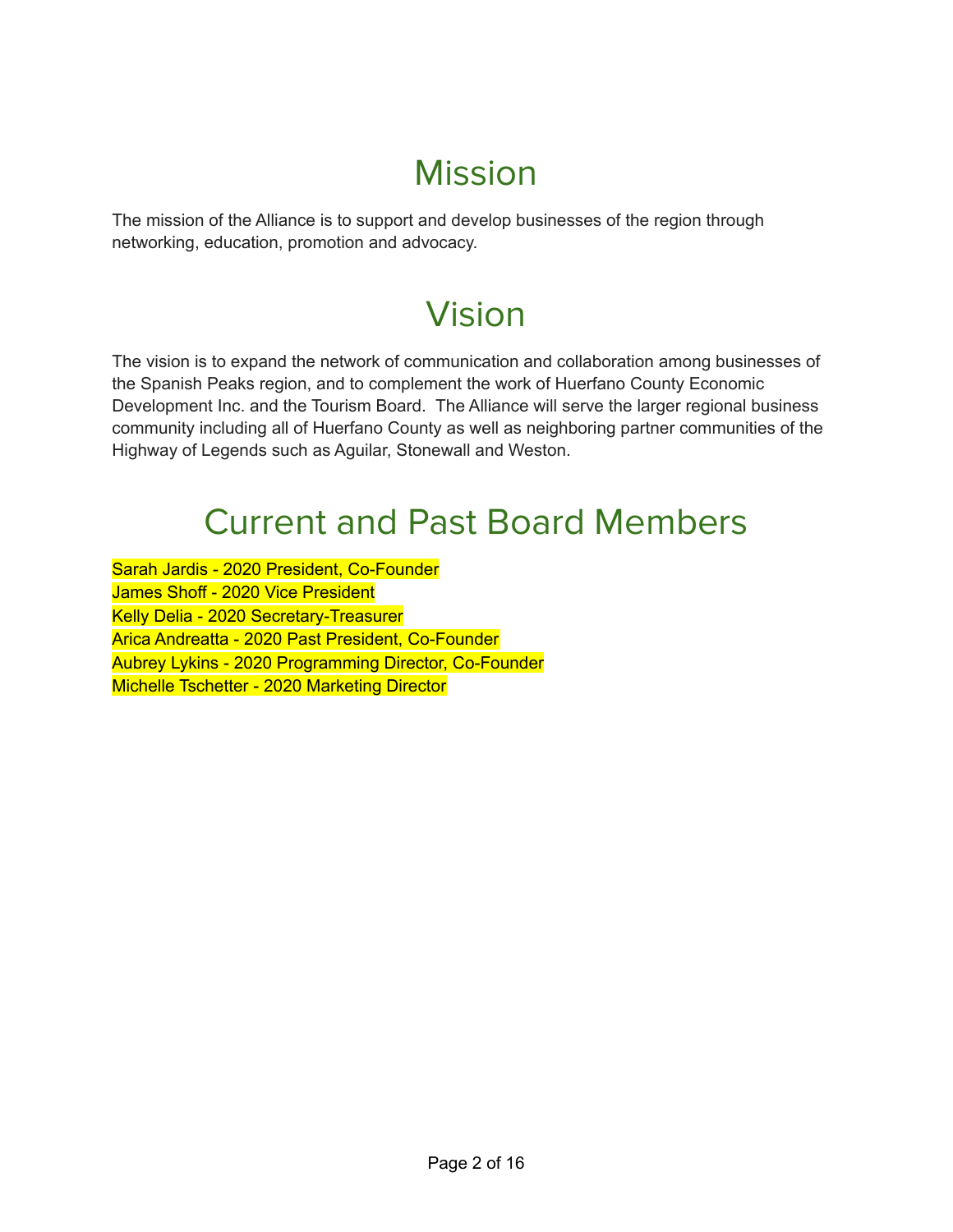# Mission

The mission of the Alliance is to support and develop businesses of the region through networking, education, promotion and advocacy.

# Vision

The vision is to expand the network of communication and collaboration among businesses of the Spanish Peaks region, and to complement the work of Huerfano County Economic Development Inc. and the Tourism Board. The Alliance will serve the larger regional business community including all of Huerfano County as well as neighboring partner communities of the Highway of Legends such as Aguilar, Stonewall and Weston.

# Current and Past Board Members

Sarah Jardis - 2020 President, Co-Founder
James Shoff - 2020 Vice President
Kelly Delia - 2020 Secretary-Treasurer
Arica Andreatta - 2020 Past President, Co-Founder
Aubrey Lykins - 2020 Programming Director, Co-Founder
Michelle Tschetter - 2020 Marketing Director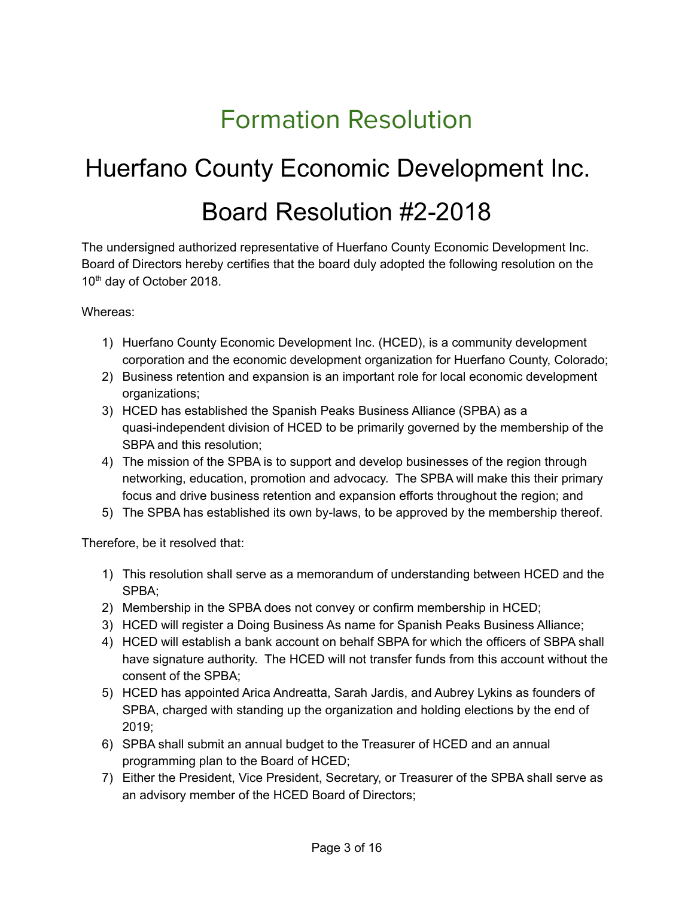# Formation Resolution

# Huerfano County Economic Development Inc.

# Board Resolution #2-2018

The undersigned authorized representative of Huerfano County Economic Development Inc. Board of Directors hereby certifies that the board duly adopted the following resolution on the 10th day of October 2018.

Whereas:

1) Huerfano County Economic Development Inc. (HCED), is a community development corporation and the economic development organization for Huerfano County, Colorado;
2) Business retention and expansion is an important role for local economic development organizations;
3) HCED has established the Spanish Peaks Business Alliance (SPBA) as a quasi-independent division of HCED to be primarily governed by the membership of the SBPA and this resolution;
4) The mission of the SPBA is to support and develop businesses of the region through networking, education, promotion and advocacy. The SPBA will make this their primary focus and drive business retention and expansion efforts throughout the region; and
5) The SPBA has established its own by-laws, to be approved by the membership thereof.

Therefore, be it resolved that:

1) This resolution shall serve as a memorandum of understanding between HCED and the SPBA;
2) Membership in the SPBA does not convey or confirm membership in HCED;
3) HCED will register a Doing Business As name for Spanish Peaks Business Alliance;
4) HCED will establish a bank account on behalf SBPA for which the officers of SBPA shall have signature authority. The HCED will not transfer funds from this account without the consent of the SPBA;
5) HCED has appointed Arica Andreatta, Sarah Jardis, and Aubrey Lykins as founders of SPBA, charged with standing up the organization and holding elections by the end of 2019;
6) SPBA shall submit an annual budget to the Treasurer of HCED and an annual programming plan to the Board of HCED;
7) Either the President, Vice President, Secretary, or Treasurer of the SPBA shall serve as an advisory member of the HCED Board of Directors;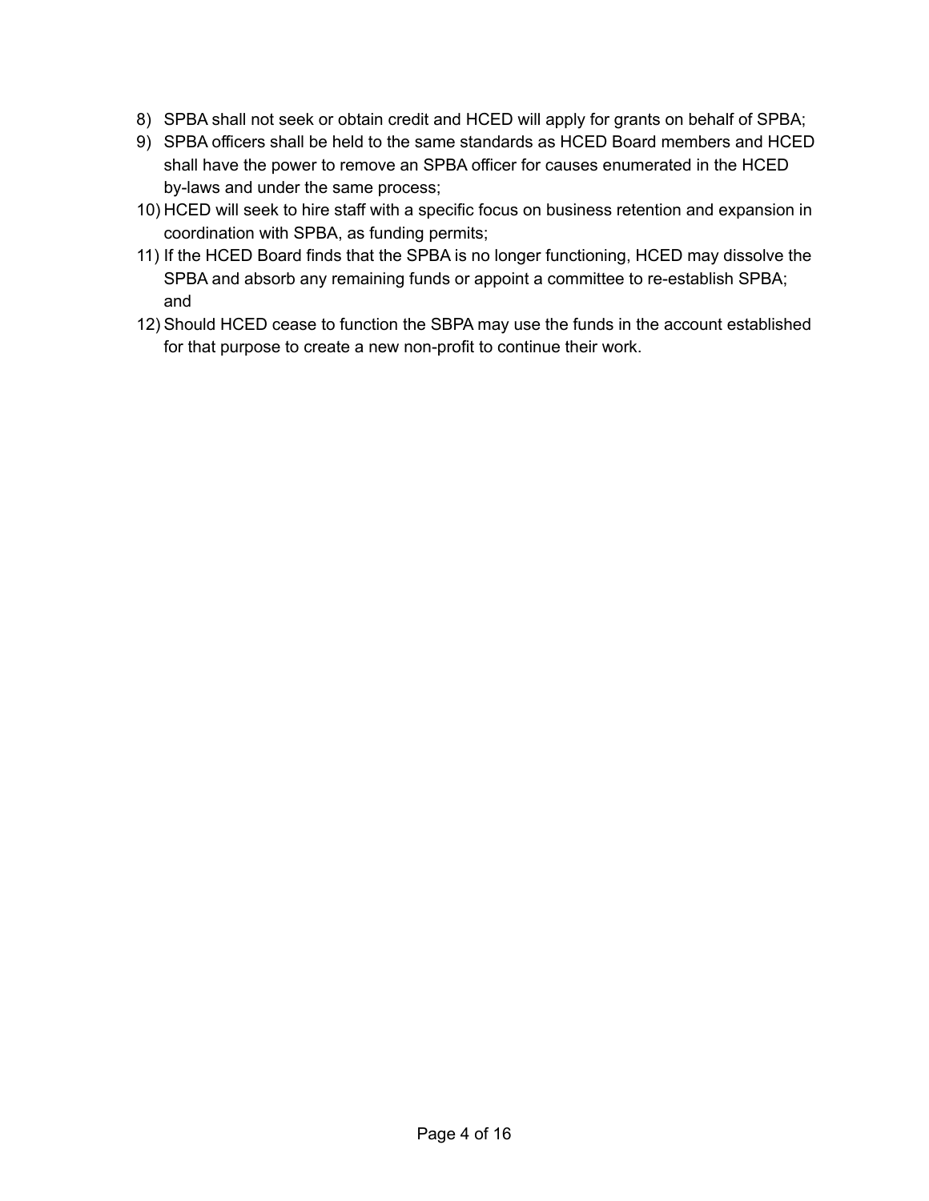8) SPBA shall not seek or obtain credit and HCED will apply for grants on behalf of SPBA;
9) SPBA officers shall be held to the same standards as HCED Board members and HCED shall have the power to remove an SPBA officer for causes enumerated in the HCED by-laws and under the same process;
10) HCED will seek to hire staff with a specific focus on business retention and expansion in coordination with SPBA, as funding permits;
11) If the HCED Board finds that the SPBA is no longer functioning, HCED may dissolve the SPBA and absorb any remaining funds or appoint a committee to re-establish SPBA; and
12) Should HCED cease to function the SBPA may use the funds in the account established for that purpose to create a new non-profit to continue their work.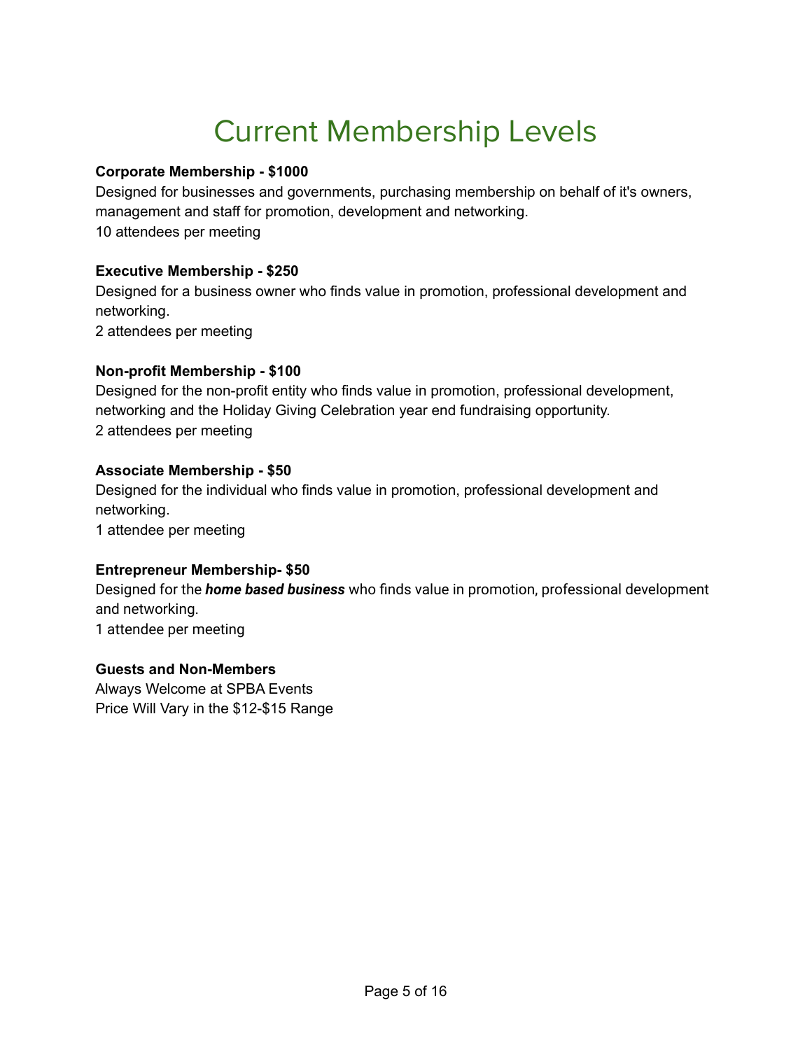# Current Membership Levels

**Corporate Membership - $1000**
Designed for businesses and governments, purchasing membership on behalf of it's owners, management and staff for promotion, development and networking.
10 attendees per meeting

**Executive Membership - $250**
Designed for a business owner who finds value in promotion, professional development and networking.
2 attendees per meeting

**Non-profit Membership - $100**
Designed for the non-profit entity who finds value in promotion, professional development, networking and the Holiday Giving Celebration year end fundraising opportunity.
2 attendees per meeting

**Associate Membership - $50**
Designed for the individual who finds value in promotion, professional development and networking.
1 attendee per meeting

**Entrepreneur Membership- $50**
Designed for the ***home based business*** who finds value in promotion, professional development and networking.
1 attendee per meeting

**Guests and Non-Members**
Always Welcome at SPBA Events
Price Will Vary in the $12-$15 Range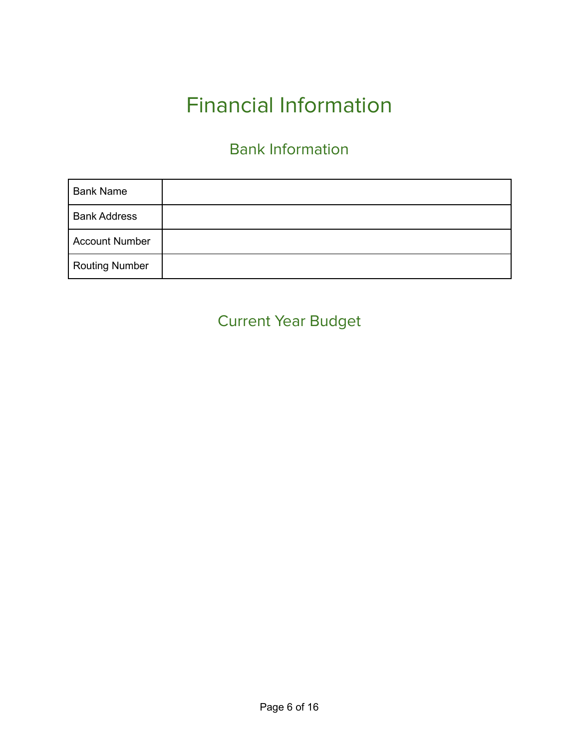# Financial Information

## Bank Information

| Bank Name | |
|---|---|
| Bank Address | |
| Account Number | |
| Routing Number | |

## Current Year Budget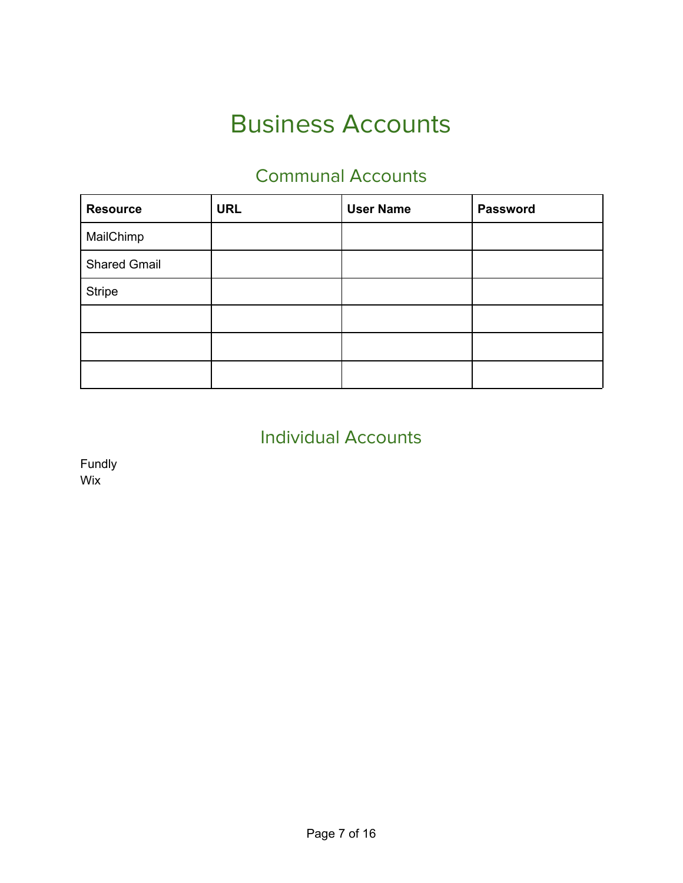# Business Accounts

## Communal Accounts

| Resource | URL | User Name | Password |
| --- | --- | --- | --- |
| MailChimp | | | |
| Shared Gmail | | | |
| Stripe | | | |
| | | | |
| | | | |
| | | | |

## Individual Accounts

Fundly
Wix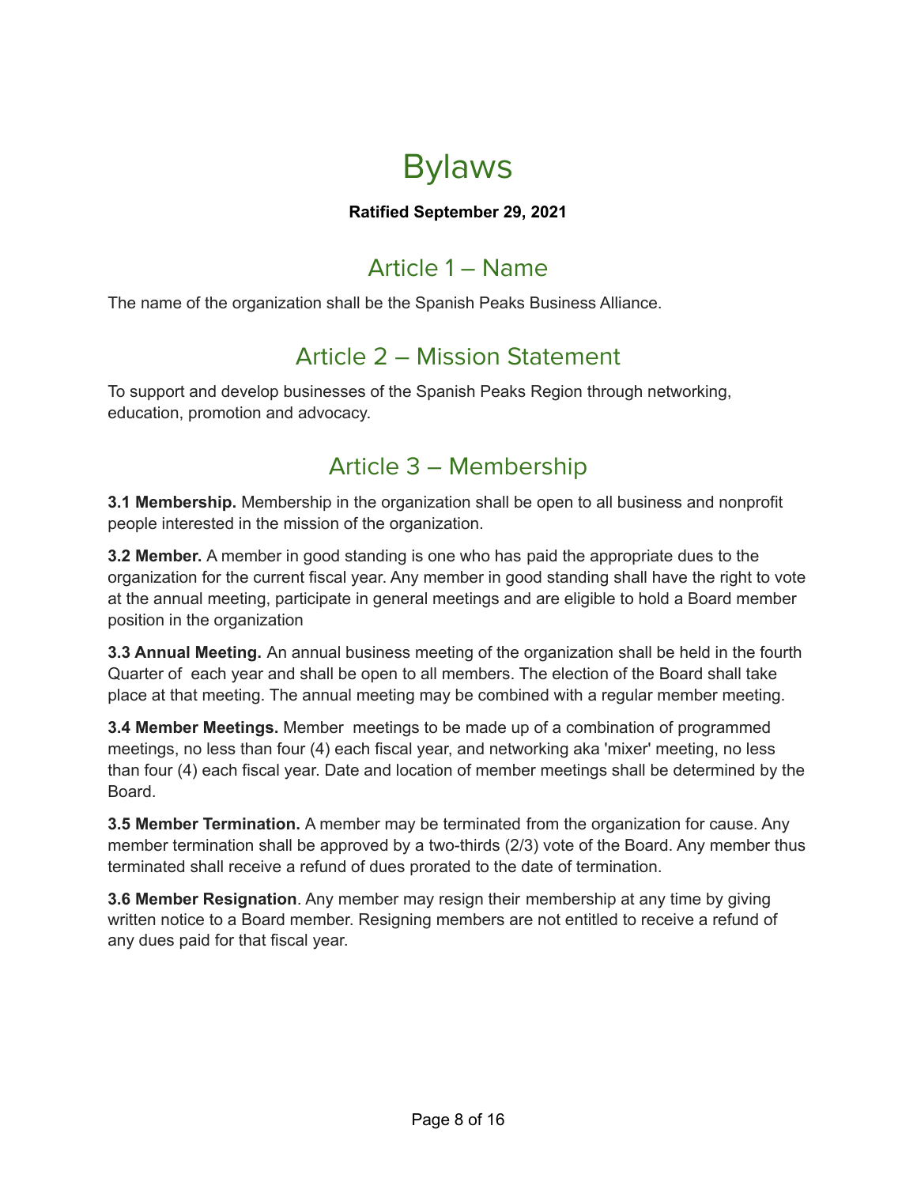# Bylaws

**Ratified September 29, 2021**

## Article 1 – Name

The name of the organization shall be the Spanish Peaks Business Alliance.

## Article 2 – Mission Statement

To support and develop businesses of the Spanish Peaks Region through networking, education, promotion and advocacy.

## Article 3 – Membership

**3.1 Membership.** Membership in the organization shall be open to all business and nonprofit people interested in the mission of the organization.

**3.2 Member.** A member in good standing is one who has paid the appropriate dues to the organization for the current fiscal year. Any member in good standing shall have the right to vote at the annual meeting, participate in general meetings and are eligible to hold a Board member position in the organization

**3.3 Annual Meeting.** An annual business meeting of the organization shall be held in the fourth Quarter of each year and shall be open to all members. The election of the Board shall take place at that meeting. The annual meeting may be combined with a regular member meeting.

**3.4 Member Meetings.** Member meetings to be made up of a combination of programmed meetings, no less than four (4) each fiscal year, and networking aka 'mixer' meeting, no less than four (4) each fiscal year. Date and location of member meetings shall be determined by the Board.

**3.5 Member Termination.** A member may be terminated from the organization for cause. Any member termination shall be approved by a two-thirds (2/3) vote of the Board. Any member thus terminated shall receive a refund of dues prorated to the date of termination.

**3.6 Member Resignation**. Any member may resign their membership at any time by giving written notice to a Board member. Resigning members are not entitled to receive a refund of any dues paid for that fiscal year.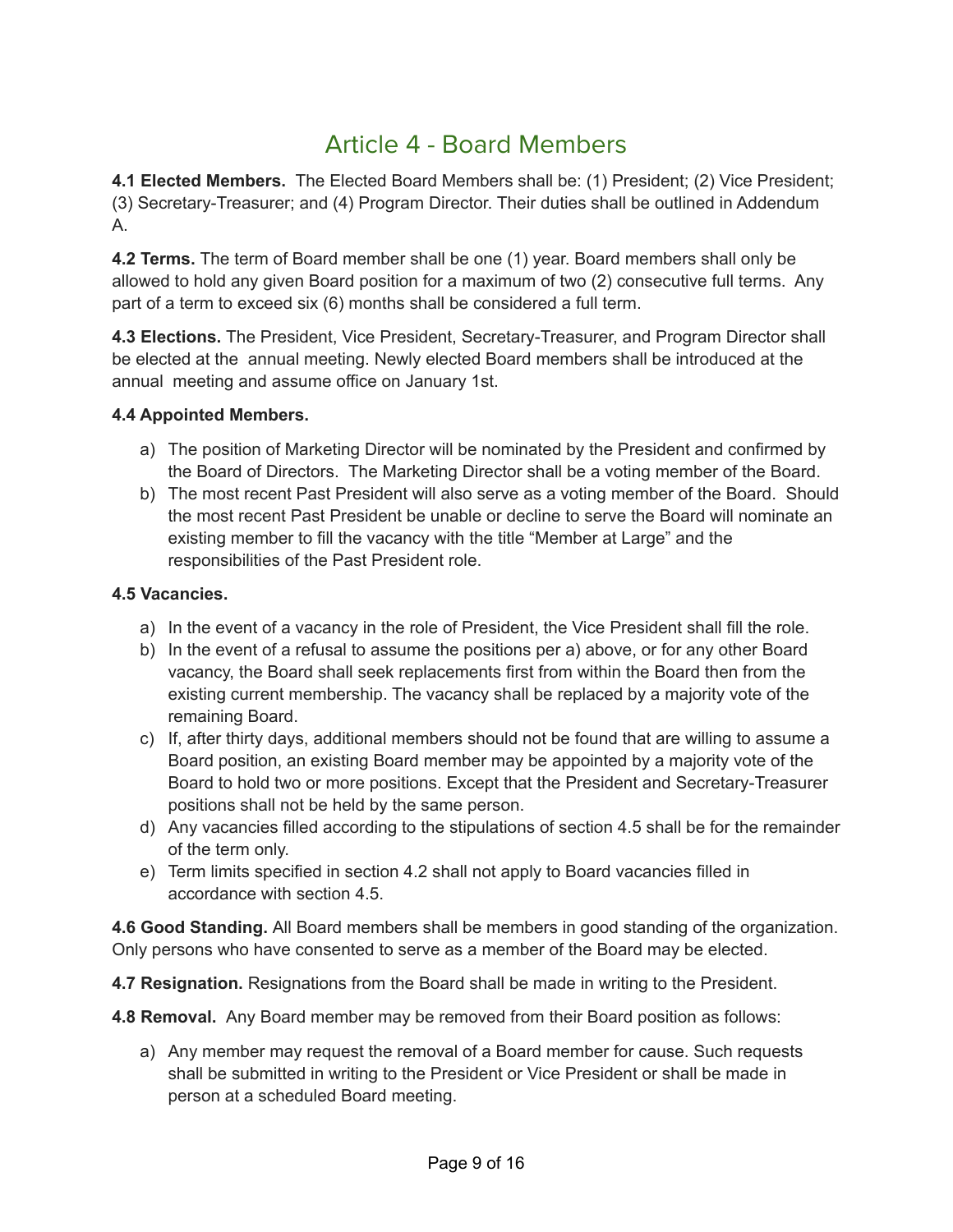# Article 4 - Board Members

**4.1 Elected Members.** The Elected Board Members shall be: (1) President; (2) Vice President; (3) Secretary-Treasurer; and (4) Program Director. Their duties shall be outlined in Addendum A.

**4.2 Terms.** The term of Board member shall be one (1) year. Board members shall only be allowed to hold any given Board position for a maximum of two (2) consecutive full terms. Any part of a term to exceed six (6) months shall be considered a full term.

**4.3 Elections.** The President, Vice President, Secretary-Treasurer, and Program Director shall be elected at the annual meeting. Newly elected Board members shall be introduced at the annual meeting and assume office on January 1st.

**4.4 Appointed Members.**

a) The position of Marketing Director will be nominated by the President and confirmed by the Board of Directors. The Marketing Director shall be a voting member of the Board.
b) The most recent Past President will also serve as a voting member of the Board. Should the most recent Past President be unable or decline to serve the Board will nominate an existing member to fill the vacancy with the title "Member at Large" and the responsibilities of the Past President role.

**4.5 Vacancies.**

a) In the event of a vacancy in the role of President, the Vice President shall fill the role.
b) In the event of a refusal to assume the positions per a) above, or for any other Board vacancy, the Board shall seek replacements first from within the Board then from the existing current membership. The vacancy shall be replaced by a majority vote of the remaining Board.
c) If, after thirty days, additional members should not be found that are willing to assume a Board position, an existing Board member may be appointed by a majority vote of the Board to hold two or more positions. Except that the President and Secretary-Treasurer positions shall not be held by the same person.
d) Any vacancies filled according to the stipulations of section 4.5 shall be for the remainder of the term only.
e) Term limits specified in section 4.2 shall not apply to Board vacancies filled in accordance with section 4.5.

**4.6 Good Standing.** All Board members shall be members in good standing of the organization. Only persons who have consented to serve as a member of the Board may be elected.

**4.7 Resignation.** Resignations from the Board shall be made in writing to the President.

**4.8 Removal.** Any Board member may be removed from their Board position as follows:

a) Any member may request the removal of a Board member for cause. Such requests shall be submitted in writing to the President or Vice President or shall be made in person at a scheduled Board meeting.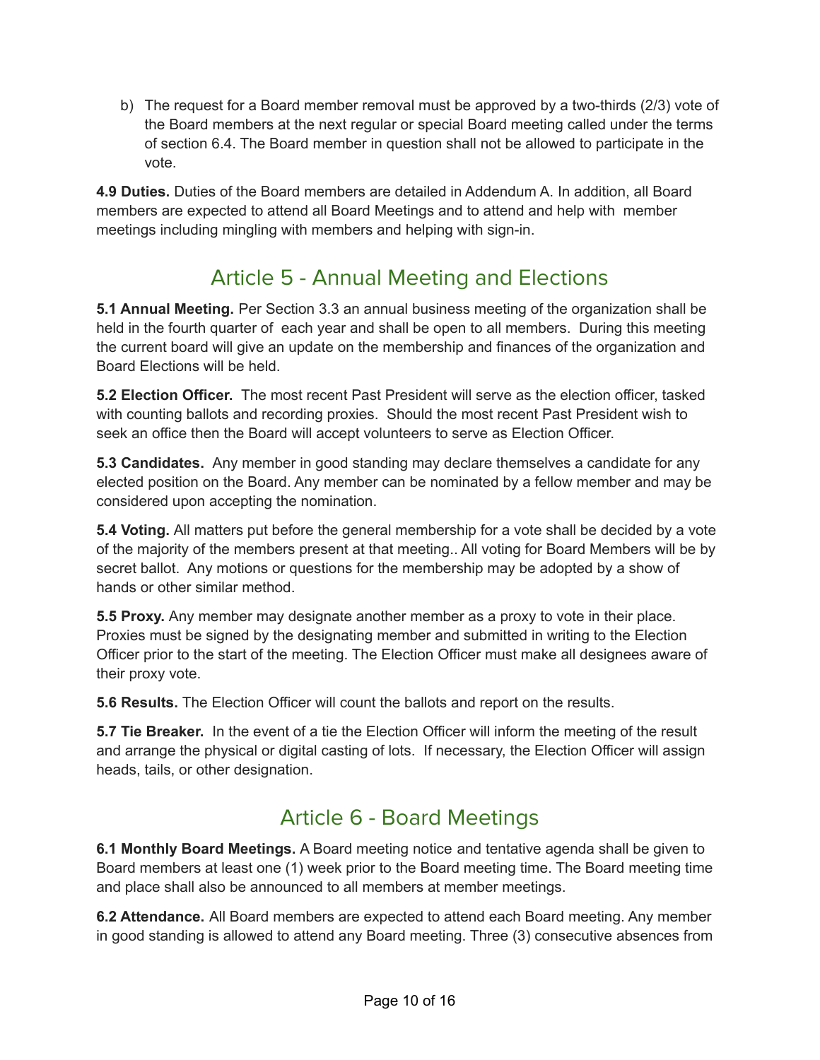b) The request for a Board member removal must be approved by a two-thirds (2/3) vote of the Board members at the next regular or special Board meeting called under the terms of section 6.4. The Board member in question shall not be allowed to participate in the vote.

**4.9 Duties.** Duties of the Board members are detailed in Addendum A. In addition, all Board members are expected to attend all Board Meetings and to attend and help with member meetings including mingling with members and helping with sign-in.

## Article 5 - Annual Meeting and Elections

**5.1 Annual Meeting.** Per Section 3.3 an annual business meeting of the organization shall be held in the fourth quarter of each year and shall be open to all members. During this meeting the current board will give an update on the membership and finances of the organization and Board Elections will be held.

**5.2 Election Officer.** The most recent Past President will serve as the election officer, tasked with counting ballots and recording proxies. Should the most recent Past President wish to seek an office then the Board will accept volunteers to serve as Election Officer.

**5.3 Candidates.** Any member in good standing may declare themselves a candidate for any elected position on the Board. Any member can be nominated by a fellow member and may be considered upon accepting the nomination.

**5.4 Voting.** All matters put before the general membership for a vote shall be decided by a vote of the majority of the members present at that meeting.. All voting for Board Members will be by secret ballot. Any motions or questions for the membership may be adopted by a show of hands or other similar method.

**5.5 Proxy.** Any member may designate another member as a proxy to vote in their place. Proxies must be signed by the designating member and submitted in writing to the Election Officer prior to the start of the meeting. The Election Officer must make all designees aware of their proxy vote.

**5.6 Results.** The Election Officer will count the ballots and report on the results.

**5.7 Tie Breaker.** In the event of a tie the Election Officer will inform the meeting of the result and arrange the physical or digital casting of lots. If necessary, the Election Officer will assign heads, tails, or other designation.

## Article 6 - Board Meetings

**6.1 Monthly Board Meetings.** A Board meeting notice and tentative agenda shall be given to Board members at least one (1) week prior to the Board meeting time. The Board meeting time and place shall also be announced to all members at member meetings.

**6.2 Attendance.** All Board members are expected to attend each Board meeting. Any member in good standing is allowed to attend any Board meeting. Three (3) consecutive absences from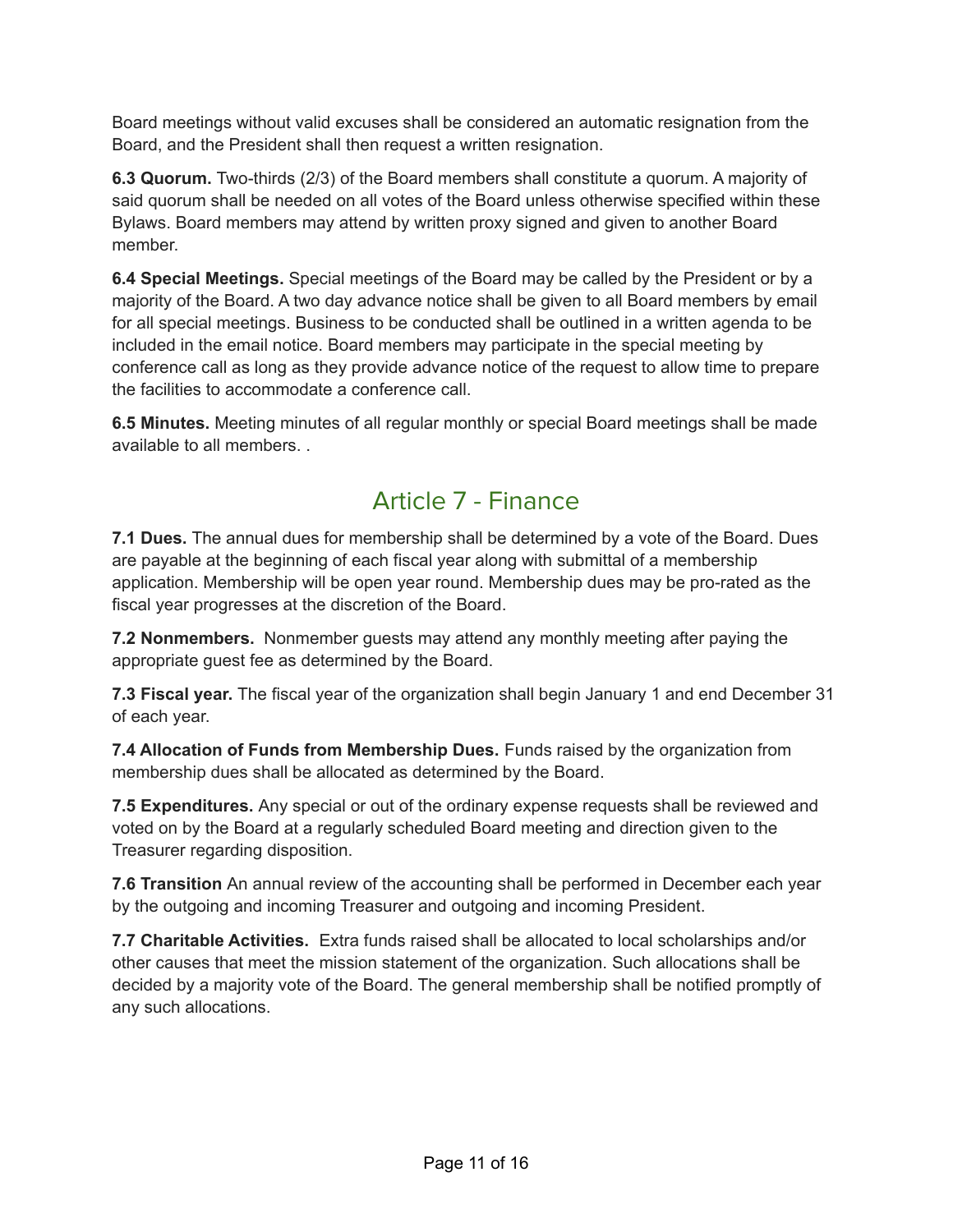Board meetings without valid excuses shall be considered an automatic resignation from the Board, and the President shall then request a written resignation.

**6.3 Quorum.** Two-thirds (2/3) of the Board members shall constitute a quorum. A majority of said quorum shall be needed on all votes of the Board unless otherwise specified within these Bylaws. Board members may attend by written proxy signed and given to another Board member.

**6.4 Special Meetings.** Special meetings of the Board may be called by the President or by a majority of the Board. A two day advance notice shall be given to all Board members by email for all special meetings. Business to be conducted shall be outlined in a written agenda to be included in the email notice. Board members may participate in the special meeting by conference call as long as they provide advance notice of the request to allow time to prepare the facilities to accommodate a conference call.

**6.5 Minutes.** Meeting minutes of all regular monthly or special Board meetings shall be made available to all members. .

## Article 7 - Finance

**7.1 Dues.** The annual dues for membership shall be determined by a vote of the Board. Dues are payable at the beginning of each fiscal year along with submittal of a membership application. Membership will be open year round. Membership dues may be pro-rated as the fiscal year progresses at the discretion of the Board.

**7.2 Nonmembers.** Nonmember guests may attend any monthly meeting after paying the appropriate guest fee as determined by the Board.

**7.3 Fiscal year.** The fiscal year of the organization shall begin January 1 and end December 31 of each year.

**7.4 Allocation of Funds from Membership Dues.** Funds raised by the organization from membership dues shall be allocated as determined by the Board.

**7.5 Expenditures.** Any special or out of the ordinary expense requests shall be reviewed and voted on by the Board at a regularly scheduled Board meeting and direction given to the Treasurer regarding disposition.

**7.6 Transition** An annual review of the accounting shall be performed in December each year by the outgoing and incoming Treasurer and outgoing and incoming President.

**7.7 Charitable Activities.** Extra funds raised shall be allocated to local scholarships and/or other causes that meet the mission statement of the organization. Such allocations shall be decided by a majority vote of the Board. The general membership shall be notified promptly of any such allocations.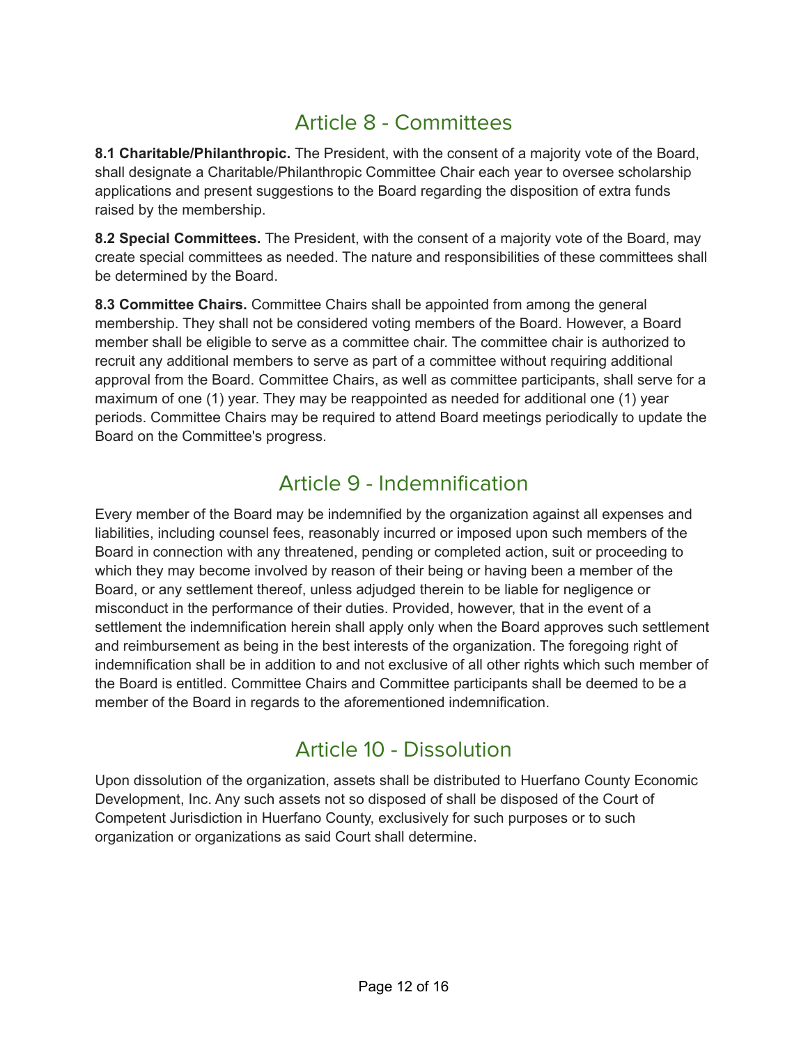# Article 8 - Committees

**8.1 Charitable/Philanthropic.** The President, with the consent of a majority vote of the Board, shall designate a Charitable/Philanthropic Committee Chair each year to oversee scholarship applications and present suggestions to the Board regarding the disposition of extra funds raised by the membership.

**8.2 Special Committees.** The President, with the consent of a majority vote of the Board, may create special committees as needed. The nature and responsibilities of these committees shall be determined by the Board.

**8.3 Committee Chairs.** Committee Chairs shall be appointed from among the general membership. They shall not be considered voting members of the Board. However, a Board member shall be eligible to serve as a committee chair. The committee chair is authorized to recruit any additional members to serve as part of a committee without requiring additional approval from the Board. Committee Chairs, as well as committee participants, shall serve for a maximum of one (1) year. They may be reappointed as needed for additional one (1) year periods. Committee Chairs may be required to attend Board meetings periodically to update the Board on the Committee's progress.

# Article 9 - Indemnification

Every member of the Board may be indemnified by the organization against all expenses and liabilities, including counsel fees, reasonably incurred or imposed upon such members of the Board in connection with any threatened, pending or completed action, suit or proceeding to which they may become involved by reason of their being or having been a member of the Board, or any settlement thereof, unless adjudged therein to be liable for negligence or misconduct in the performance of their duties. Provided, however, that in the event of a settlement the indemnification herein shall apply only when the Board approves such settlement and reimbursement as being in the best interests of the organization. The foregoing right of indemnification shall be in addition to and not exclusive of all other rights which such member of the Board is entitled. Committee Chairs and Committee participants shall be deemed to be a member of the Board in regards to the aforementioned indemnification.

# Article 10 - Dissolution

Upon dissolution of the organization, assets shall be distributed to Huerfano County Economic Development, Inc. Any such assets not so disposed of shall be disposed of the Court of Competent Jurisdiction in Huerfano County, exclusively for such purposes or to such organization or organizations as said Court shall determine.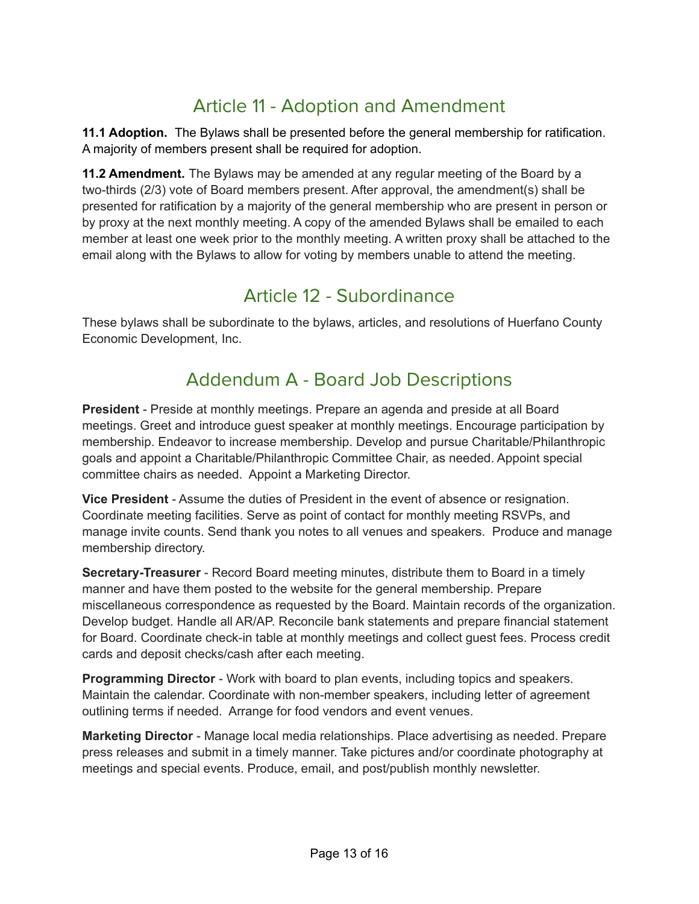## Article 11 - Adoption and Amendment

**11.1 Adoption.** The Bylaws shall be presented before the general membership for ratification. A majority of members present shall be required for adoption.

**11.2 Amendment.** The Bylaws may be amended at any regular meeting of the Board by a two-thirds (2/3) vote of Board members present. After approval, the amendment(s) shall be presented for ratification by a majority of the general membership who are present in person or by proxy at the next monthly meeting. A copy of the amended Bylaws shall be emailed to each member at least one week prior to the monthly meeting. A written proxy shall be attached to the email along with the Bylaws to allow for voting by members unable to attend the meeting.

## Article 12 - Subordinance

These bylaws shall be subordinate to the bylaws, articles, and resolutions of Huerfano County Economic Development, Inc.

## Addendum A - Board Job Descriptions

**President** - Preside at monthly meetings. Prepare an agenda and preside at all Board meetings. Greet and introduce guest speaker at monthly meetings. Encourage participation by membership. Endeavor to increase membership. Develop and pursue Charitable/Philanthropic goals and appoint a Charitable/Philanthropic Committee Chair, as needed. Appoint special committee chairs as needed. Appoint a Marketing Director.

**Vice President** - Assume the duties of President in the event of absence or resignation. Coordinate meeting facilities. Serve as point of contact for monthly meeting RSVPs, and manage invite counts. Send thank you notes to all venues and speakers. Produce and manage membership directory.

**Secretary-Treasurer** - Record Board meeting minutes, distribute them to Board in a timely manner and have them posted to the website for the general membership. Prepare miscellaneous correspondence as requested by the Board. Maintain records of the organization. Develop budget. Handle all AR/AP. Reconcile bank statements and prepare financial statement for Board. Coordinate check-in table at monthly meetings and collect guest fees. Process credit cards and deposit checks/cash after each meeting.

**Programming Director** - Work with board to plan events, including topics and speakers. Maintain the calendar. Coordinate with non-member speakers, including letter of agreement outlining terms if needed. Arrange for food vendors and event venues.

**Marketing Director** - Manage local media relationships. Place advertising as needed. Prepare press releases and submit in a timely manner. Take pictures and/or coordinate photography at meetings and special events. Produce, email, and post/publish monthly newsletter.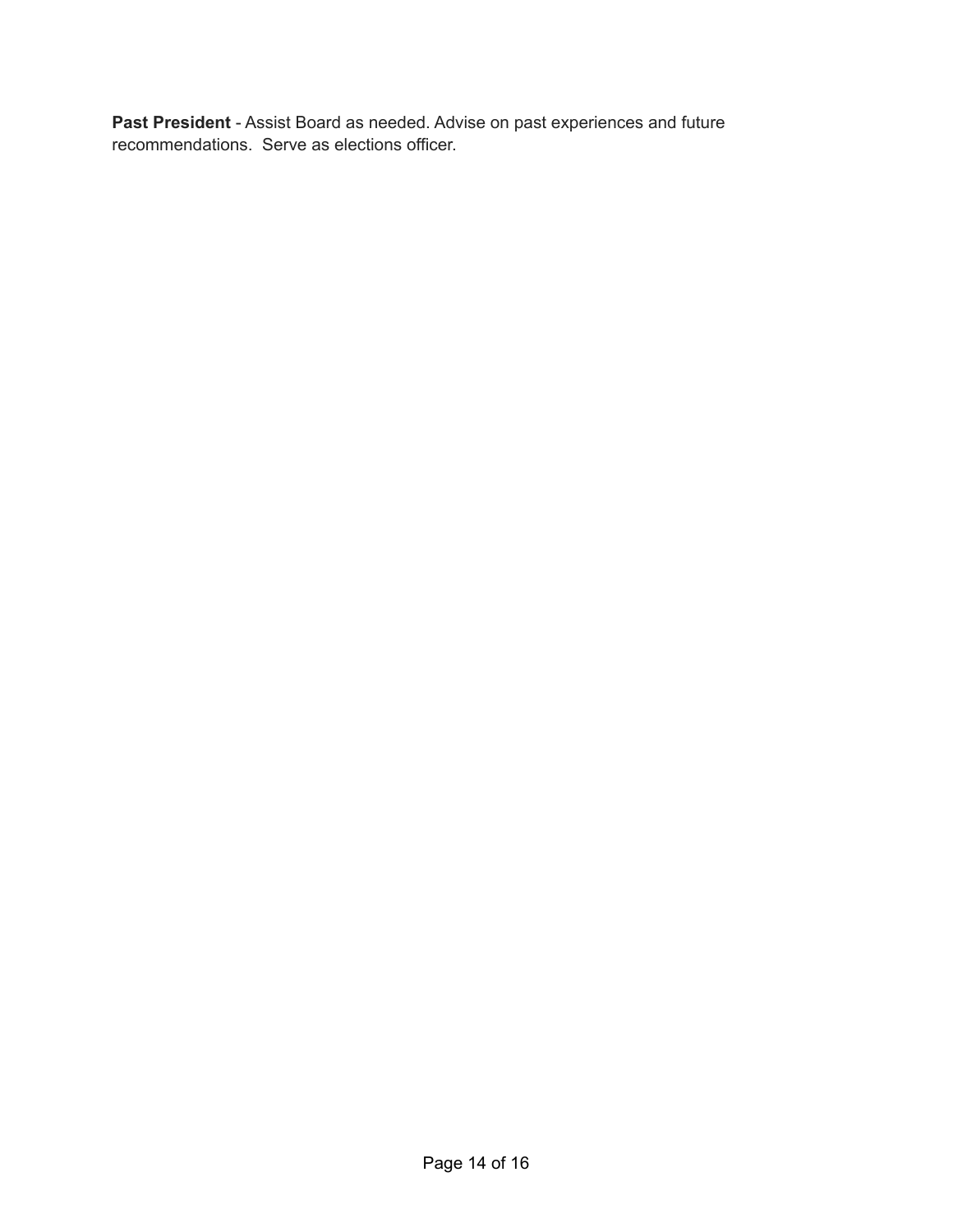**Past President** - Assist Board as needed. Advise on past experiences and future recommendations.  Serve as elections officer.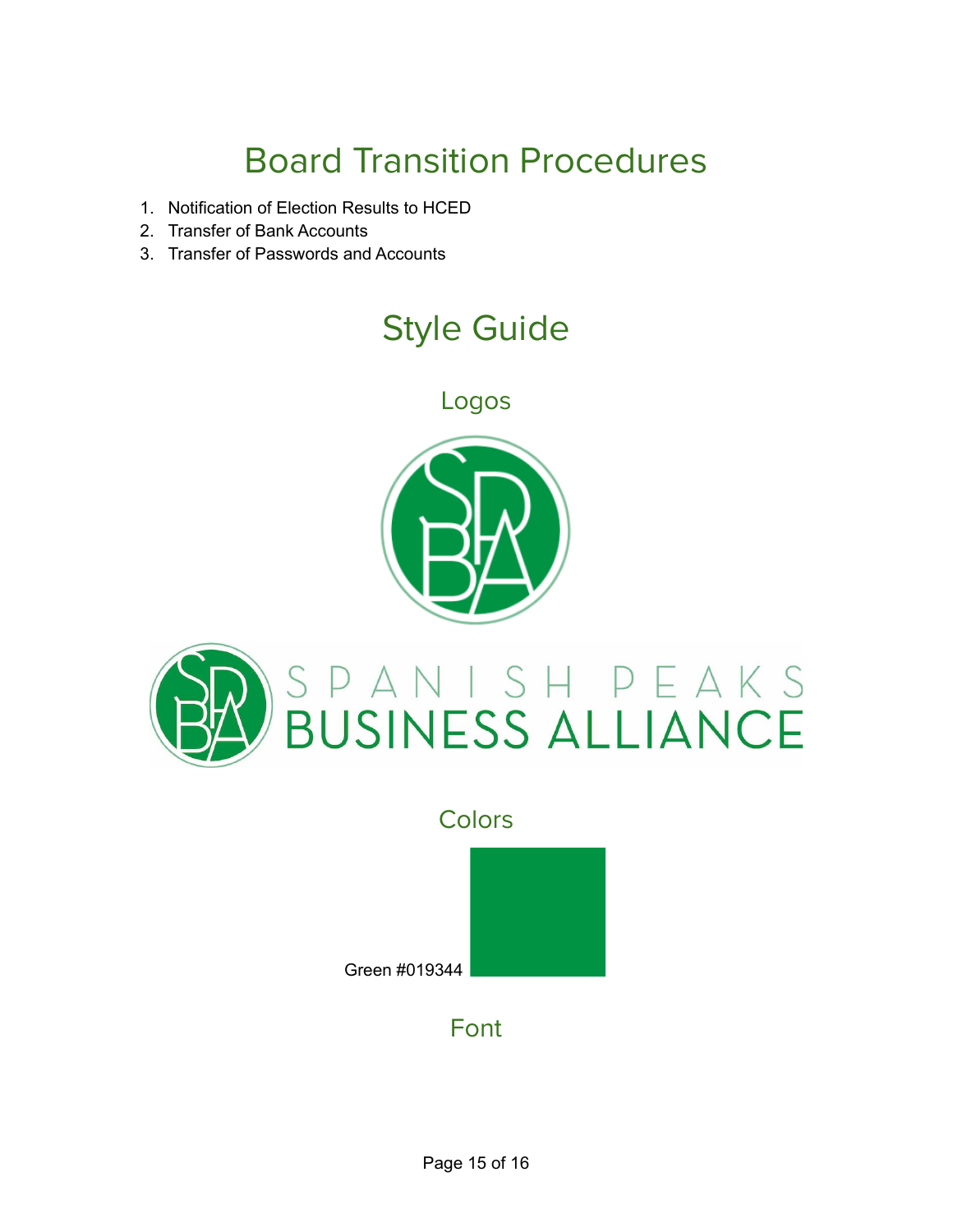# Board Transition Procedures

1. Notification of Election Results to HCED
2. Transfer of Bank Accounts
3. Transfer of Passwords and Accounts

# Style Guide

## Logos

SPANISH PEAKS
BUSINESS ALLIANCE

## Colors

Green #019344

## Font